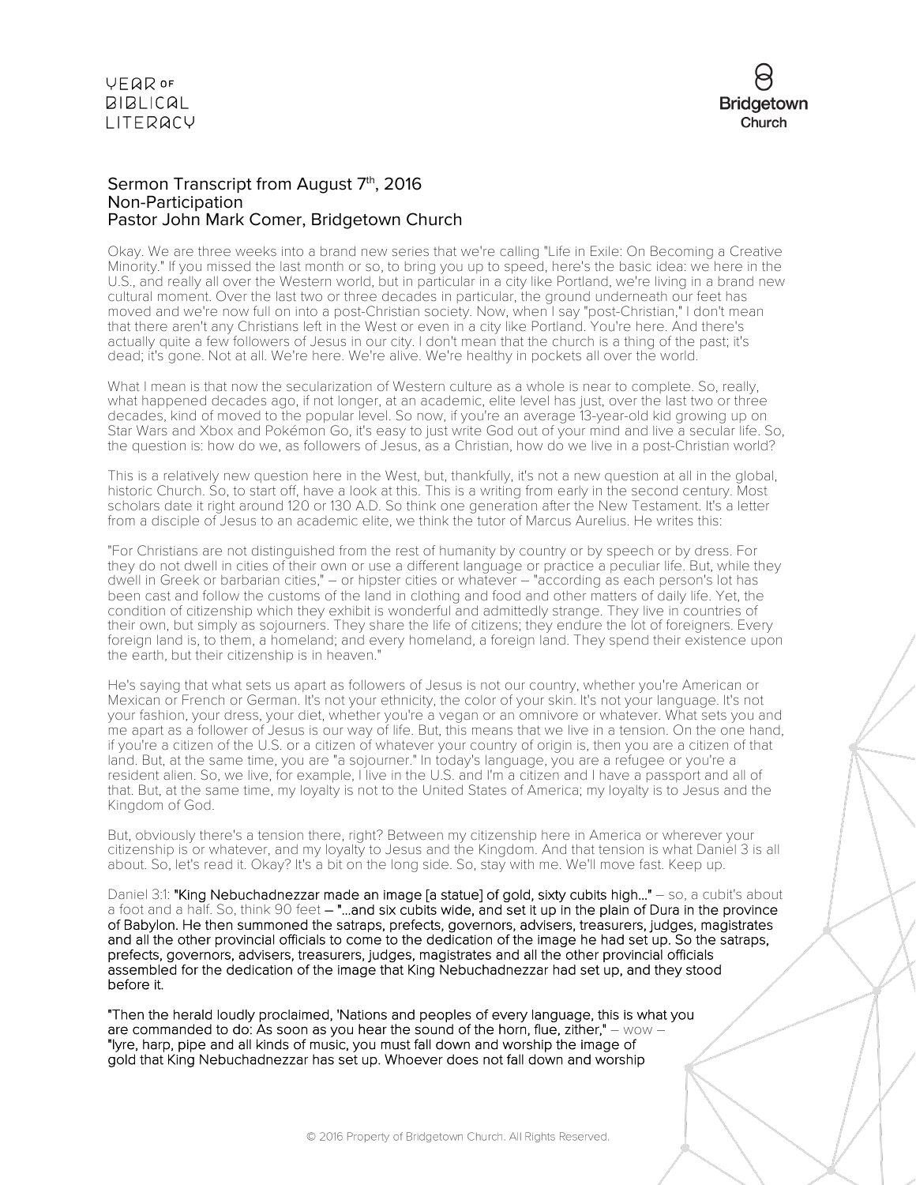Sermon Transcript from August 7th, 2016
Non-Participation
Pastor John Mark Comer, Bridgetown Church

Okay. We are three weeks into a brand new series that we're calling "Life in Exile: On Becoming a Creative Minority." If you missed the last month or so, to bring you up to speed, here's the basic idea: we here in the U.S., and really all over the Western world, but in particular in a city like Portland, we're living in a brand new cultural moment. Over the last two or three decades in particular, the ground underneath our feet has moved and we're now full on into a post-Christian society. Now, when I say "post-Christian," I don't mean that there aren't any Christians left in the West or even in a city like Portland. You're here. And there's actually quite a few followers of Jesus in our city. I don't mean that the church is a thing of the past; it's dead; it's gone. Not at all. We're here. We're alive. We're healthy in pockets all over the world.

What I mean is that now the secularization of Western culture as a whole is near to complete. So, really, what happened decades ago, if not longer, at an academic, elite level has just, over the last two or three decades, kind of moved to the popular level. So now, if you're an average 13-year-old kid growing up on Star Wars and Xbox and Pokémon Go, it's easy to just write God out of your mind and live a secular life. So, the question is: how do we, as followers of Jesus, as a Christian, how do we live in a post-Christian world?

This is a relatively new question here in the West, but, thankfully, it's not a new question at all in the global, historic Church. So, to start off, have a look at this. This is a writing from early in the second century. Most scholars date it right around 120 or 130 A.D. So think one generation after the New Testament. It's a letter from a disciple of Jesus to an academic elite, we think the tutor of Marcus Aurelius. He writes this:

"For Christians are not distinguished from the rest of humanity by country or by speech or by dress. For they do not dwell in cities of their own or use a different language or practice a peculiar life. But, while they dwell in Greek or barbarian cities," – or hipster cities or whatever – "according as each person's lot has been cast and follow the customs of the land in clothing and food and other matters of daily life. Yet, the condition of citizenship which they exhibit is wonderful and admittedly strange. They live in countries of their own, but simply as sojourners. They share the life of citizens; they endure the lot of foreigners. Every foreign land is, to them, a homeland; and every homeland, a foreign land. They spend their existence upon the earth, but their citizenship is in heaven."

He's saying that what sets us apart as followers of Jesus is not our country, whether you're American or Mexican or French or German. It's not your ethnicity, the color of your skin. It's not your language. It's not your fashion, your dress, your diet, whether you're a vegan or an omnivore or whatever. What sets you and me apart as a follower of Jesus is our way of life. But, this means that we live in a tension. On the one hand, if you're a citizen of the U.S. or a citizen of whatever your country of origin is, then you are a citizen of that land. But, at the same time, you are "a sojourner." In today's language, you are a refugee or you're a resident alien. So, we live, for example, I live in the U.S. and I'm a citizen and I have a passport and all of that. But, at the same time, my loyalty is not to the United States of America; my loyalty is to Jesus and the Kingdom of God.

But, obviously there's a tension there, right? Between my citizenship here in America or wherever your citizenship is or whatever, and my loyalty to Jesus and the Kingdom. And that tension is what Daniel 3 is all about. So, let's read it. Okay? It's a bit on the long side. So, stay with me. We'll move fast. Keep up.

Daniel 3:1: **"King Nebuchadnezzar made an image [a statue] of gold, sixty cubits high…"** – so, a cubit's about a foot and a half. So, think 90 feet – **"…and six cubits wide, and set it up in the plain of Dura in the province of Babylon. He then summoned the satraps, prefects, governors, advisers, treasurers, judges, magistrates and all the other provincial officials to come to the dedication of the image he had set up. So the satraps, prefects, governors, advisers, treasurers, judges, magistrates and all the other provincial officials assembled for the dedication of the image that King Nebuchadnezzar had set up, and they stood before it.**

**"Then the herald loudly proclaimed, 'Nations and peoples of every language, this is what you are commanded to do: As soon as you hear the sound of the horn, flue, zither,"** – wow – **"lyre, harp, pipe and all kinds of music, you must fall down and worship the image of gold that King Nebuchadnezzar has set up. Whoever does not fall down and worship**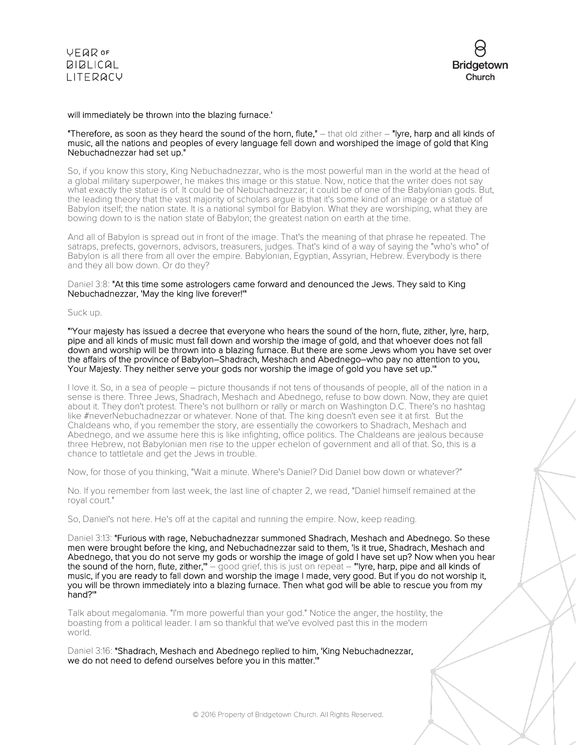will immediately be thrown into the blazing furnace.'

**"Therefore, as soon as they heard the sound of the horn, flute,"** – that old zither – **"lyre, harp and all kinds of music, all the nations and peoples of every language fell down and worshiped the image of gold that King Nebuchadnezzar had set up."**

So, if you know this story, King Nebuchadnezzar, who is the most powerful man in the world at the head of a global military superpower, he makes this image or this statue. Now, notice that the writer does not say what exactly the statue is of. It could be of Nebuchadnezzar; it could be of one of the Babylonian gods. But, the leading theory that the vast majority of scholars argue is that it's some kind of an image or a statue of Babylon itself; the nation state. It is a national symbol for Babylon. What they are worshiping, what they are bowing down to is the nation state of Babylon; the greatest nation on earth at the time.

And all of Babylon is spread out in front of the image. That's the meaning of that phrase he repeated. The satraps, prefects, governors, advisors, treasurers, judges. That's kind of a way of saying the "who's who" of Babylon is all there from all over the empire. Babylonian, Egyptian, Assyrian, Hebrew. Everybody is there and they all bow down. Or do they?

Daniel 3:8: **"At this time some astrologers came forward and denounced the Jews. They said to King Nebuchadnezzar, 'May the king live forever!'"**

Suck up.

**"'Your majesty has issued a decree that everyone who hears the sound of the horn, flute, zither, lyre, harp, pipe and all kinds of music must fall down and worship the image of gold, and that whoever does not fall down and worship will be thrown into a blazing furnace. But there are some Jews whom you have set over the affairs of the province of Babylon–Shadrach, Meshach and Abednego–who pay no attention to you, Your Majesty. They neither serve your gods nor worship the image of gold you have set up.'"**

I love it. So, in a sea of people – picture thousands if not tens of thousands of people, all of the nation in a sense is there. Three Jews, Shadrach, Meshach and Abednego, refuse to bow down. Now, they are quiet about it. They don't protest. There's not bullhorn or rally or march on Washington D.C. There's no hashtag like #neverNebuchadnezzar or whatever. None of that. The king doesn't even see it at first. But the Chaldeans who, if you remember the story, are essentially the coworkers to Shadrach, Meshach and Abednego, and we assume here this is like infighting, office politics. The Chaldeans are jealous because three Hebrew, not Babylonian men rise to the upper echelon of government and all of that. So, this is a chance to tattletale and get the Jews in trouble.

Now, for those of you thinking, "Wait a minute. Where's Daniel? Did Daniel bow down or whatever?"

No. If you remember from last week, the last line of chapter 2, we read, "Daniel himself remained at the royal court."

So, Daniel's not here. He's off at the capital and running the empire. Now, keep reading.

Daniel 3:13: **"Furious with rage, Nebuchadnezzar summoned Shadrach, Meshach and Abednego. So these men were brought before the king, and Nebuchadnezzar said to them, 'Is it true, Shadrach, Meshach and Abednego, that you do not serve my gods or worship the image of gold I have set up? Now when you hear the sound of the horn, flute, zither,'"** – good grief, this is just on repeat – **"'lyre, harp, pipe and all kinds of music, if you are ready to fall down and worship the image I made, very good. But if you do not worship it, you will be thrown immediately into a blazing furnace. Then what god will be able to rescue you from my hand?'"**

Talk about megalomania. "I'm more powerful than your god." Notice the anger, the hostility, the boasting from a political leader. I am so thankful that we've evolved past this in the modern world.

Daniel 3:16: **"Shadrach, Meshach and Abednego replied to him, 'King Nebuchadnezzar, we do not need to defend ourselves before you in this matter.'"**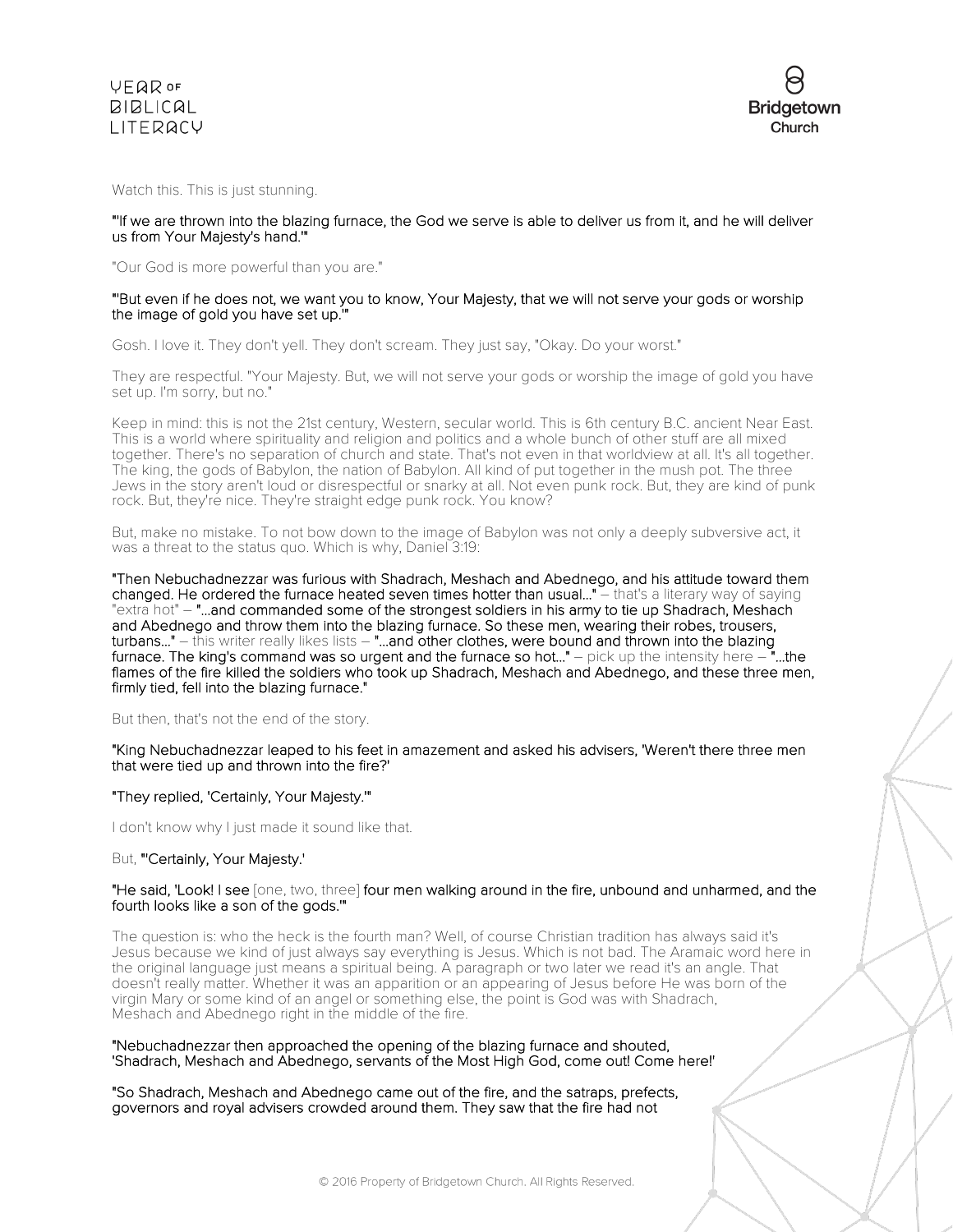Watch this. This is just stunning.

**"'If we are thrown into the blazing furnace, the God we serve is able to deliver us from it, and he will deliver us from Your Majesty's hand.'"**

"Our God is more powerful than you are."

**"'But even if he does not, we want you to know, Your Majesty, that we will not serve your gods or worship the image of gold you have set up.'"**

Gosh. I love it. They don't yell. They don't scream. They just say, "Okay. Do your worst."

They are respectful. "Your Majesty. But, we will not serve your gods or worship the image of gold you have set up. I'm sorry, but no."

Keep in mind: this is not the 21st century, Western, secular world. This is 6th century B.C. ancient Near East. This is a world where spirituality and religion and politics and a whole bunch of other stuff are all mixed together. There's no separation of church and state. That's not even in that worldview at all. It's all together. The king, the gods of Babylon, the nation of Babylon. All kind of put together in the mush pot. The three Jews in the story aren't loud or disrespectful or snarky at all. Not even punk rock. But, they are kind of punk rock. But, they're nice. They're straight edge punk rock. You know?

But, make no mistake. To not bow down to the image of Babylon was not only a deeply subversive act, it was a threat to the status quo. Which is why, Daniel 3:19:

**"Then Nebuchadnezzar was furious with Shadrach, Meshach and Abednego, and his attitude toward them changed. He ordered the furnace heated seven times hotter than usual..."** – that's a literary way of saying "extra hot" – **"...and commanded some of the strongest soldiers in his army to tie up Shadrach, Meshach and Abednego and throw them into the blazing furnace. So these men, wearing their robes, trousers, turbans..."** – this writer really likes lists – **"...and other clothes, were bound and thrown into the blazing furnace. The king's command was so urgent and the furnace so hot..."** – pick up the intensity here – **"...the flames of the fire killed the soldiers who took up Shadrach, Meshach and Abednego, and these three men, firmly tied, fell into the blazing furnace."**

But then, that's not the end of the story.

**"King Nebuchadnezzar leaped to his feet in amazement and asked his advisers, 'Weren't there three men that were tied up and thrown into the fire?'**

**"They replied, 'Certainly, Your Majesty.'"**

I don't know why I just made it sound like that.

But, **"'Certainly, Your Majesty.'**

**"He said, 'Look! I see** [one, two, three] **four men walking around in the fire, unbound and unharmed, and the fourth looks like a son of the gods.'"**

The question is: who the heck is the fourth man? Well, of course Christian tradition has always said it's Jesus because we kind of just always say everything is Jesus. Which is not bad. The Aramaic word here in the original language just means a spiritual being. A paragraph or two later we read it's an angle. That doesn't really matter. Whether it was an apparition or an appearing of Jesus before He was born of the virgin Mary or some kind of an angel or something else, the point is God was with Shadrach, Meshach and Abednego right in the middle of the fire.

**"Nebuchadnezzar then approached the opening of the blazing furnace and shouted, 'Shadrach, Meshach and Abednego, servants of the Most High God, come out! Come here!'**

**"So Shadrach, Meshach and Abednego came out of the fire, and the satraps, prefects, governors and royal advisers crowded around them. They saw that the fire had not**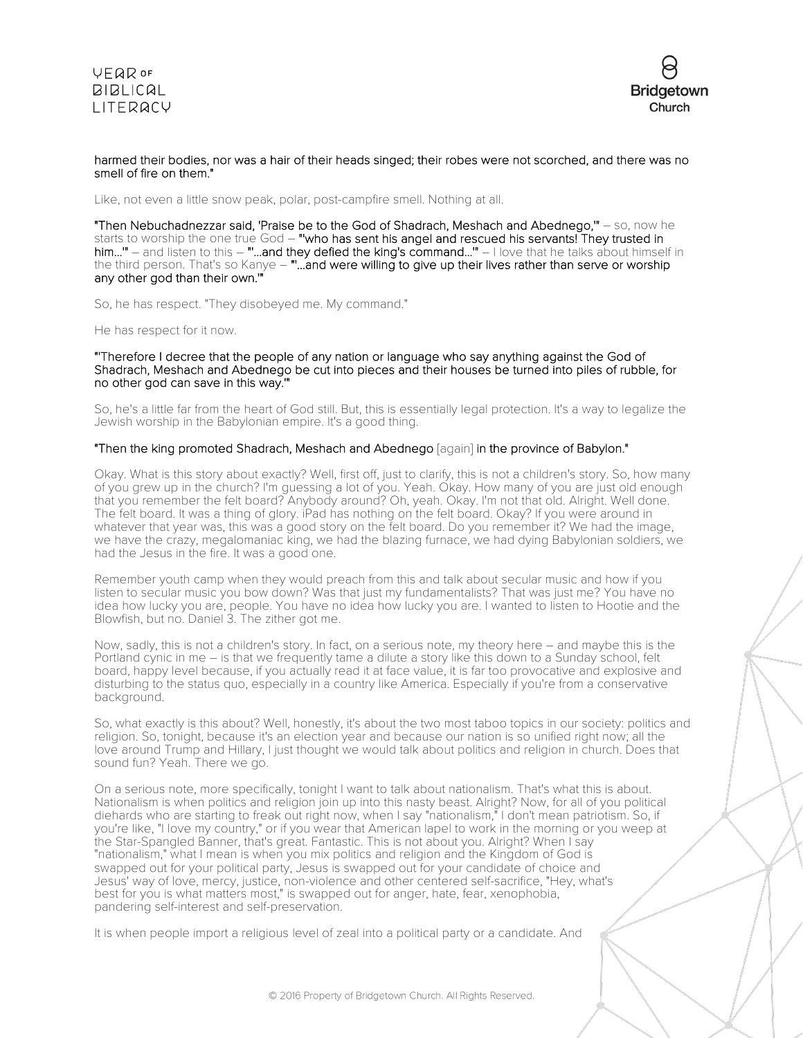**harmed their bodies, nor was a hair of their heads singed; their robes were not scorched, and there was no smell of fire on them."**

Like, not even a little snow peak, polar, post-campfire smell. Nothing at all.

**"Then Nebuchadnezzar said, 'Praise be to the God of Shadrach, Meshach and Abednego,'"** – so, now he starts to worship the one true God – **"'who has sent his angel and rescued his servants! They trusted in him…'"** – and listen to this – **"'…and they defied the king's command…'"** – I love that he talks about himself in the third person. That's so Kanye – **"'…and were willing to give up their lives rather than serve or worship any other god than their own.'"**

So, he has respect. "They disobeyed me. My command."

He has respect for it now.

**"'Therefore I decree that the people of any nation or language who say anything against the God of Shadrach, Meshach and Abednego be cut into pieces and their houses be turned into piles of rubble, for no other god can save in this way.'"**

So, he's a little far from the heart of God still. But, this is essentially legal protection. It's a way to legalize the Jewish worship in the Babylonian empire. It's a good thing.

**"Then the king promoted Shadrach, Meshach and Abednego** [again] **in the province of Babylon."**

Okay. What is this story about exactly? Well, first off, just to clarify, this is not a children's story. So, how many of you grew up in the church? I'm guessing a lot of you. Yeah. Okay. How many of you are just old enough that you remember the felt board? Anybody around? Oh, yeah. Okay. I'm not that old. Alright. Well done. The felt board. It was a thing of glory. iPad has nothing on the felt board. Okay? If you were around in whatever that year was, this was a good story on the felt board. Do you remember it? We had the image, we have the crazy, megalomaniac king, we had the blazing furnace, we had dying Babylonian soldiers, we had the Jesus in the fire. It was a good one.

Remember youth camp when they would preach from this and talk about secular music and how if you listen to secular music you bow down? Was that just my fundamentalists? That was just me? You have no idea how lucky you are, people. You have no idea how lucky you are. I wanted to listen to Hootie and the Blowfish, but no. Daniel 3. The zither got me.

Now, sadly, this is not a children's story. In fact, on a serious note, my theory here – and maybe this is the Portland cynic in me – is that we frequently tame a dilute a story like this down to a Sunday school, felt board, happy level because, if you actually read it at face value, it is far too provocative and explosive and disturbing to the status quo, especially in a country like America. Especially if you're from a conservative background.

So, what exactly is this about? Well, honestly, it's about the two most taboo topics in our society: politics and religion. So, tonight, because it's an election year and because our nation is so unified right now; all the love around Trump and Hillary, I just thought we would talk about politics and religion in church. Does that sound fun? Yeah. There we go.

On a serious note, more specifically, tonight I want to talk about nationalism. That's what this is about. Nationalism is when politics and religion join up into this nasty beast. Alright? Now, for all of you political diehards who are starting to freak out right now, when I say "nationalism," I don't mean patriotism. So, if you're like, "I love my country," or if you wear that American lapel to work in the morning or you weep at the Star-Spangled Banner, that's great. Fantastic. This is not about you. Alright? When I say "nationalism," what I mean is when you mix politics and religion and the Kingdom of God is swapped out for your political party, Jesus is swapped out for your candidate of choice and Jesus' way of love, mercy, justice, non-violence and other centered self-sacrifice, "Hey, what's best for you is what matters most," is swapped out for anger, hate, fear, xenophobia, pandering self-interest and self-preservation.

It is when people import a religious level of zeal into a political party or a candidate. And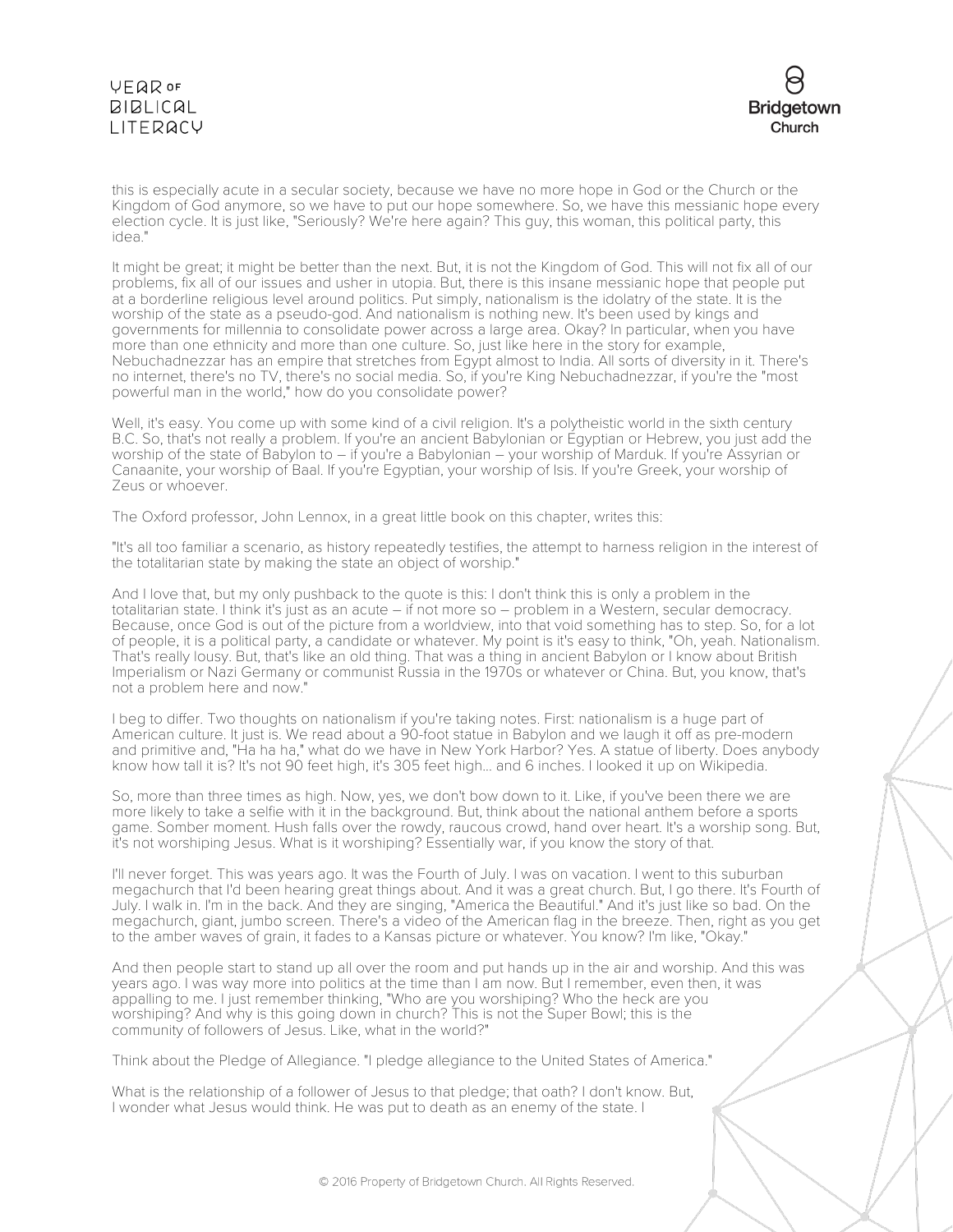this is especially acute in a secular society, because we have no more hope in God or the Church or the Kingdom of God anymore, so we have to put our hope somewhere. So, we have this messianic hope every election cycle. It is just like, "Seriously? We're here again? This guy, this woman, this political party, this idea."

It might be great; it might be better than the next. But, it is not the Kingdom of God. This will not fix all of our problems, fix all of our issues and usher in utopia. But, there is this insane messianic hope that people put at a borderline religious level around politics. Put simply, nationalism is the idolatry of the state. It is the worship of the state as a pseudo-god. And nationalism is nothing new. It's been used by kings and governments for millennia to consolidate power across a large area. Okay? In particular, when you have more than one ethnicity and more than one culture. So, just like here in the story for example, Nebuchadnezzar has an empire that stretches from Egypt almost to India. All sorts of diversity in it. There's no internet, there's no TV, there's no social media. So, if you're King Nebuchadnezzar, if you're the "most powerful man in the world," how do you consolidate power?

Well, it's easy. You come up with some kind of a civil religion. It's a polytheistic world in the sixth century B.C. So, that's not really a problem. If you're an ancient Babylonian or Egyptian or Hebrew, you just add the worship of the state of Babylon to – if you're a Babylonian – your worship of Marduk. If you're Assyrian or Canaanite, your worship of Baal. If you're Egyptian, your worship of Isis. If you're Greek, your worship of Zeus or whoever.

The Oxford professor, John Lennox, in a great little book on this chapter, writes this:

"It's all too familiar a scenario, as history repeatedly testifies, the attempt to harness religion in the interest of the totalitarian state by making the state an object of worship."

And I love that, but my only pushback to the quote is this: I don't think this is only a problem in the totalitarian state. I think it's just as an acute – if not more so – problem in a Western, secular democracy. Because, once God is out of the picture from a worldview, into that void something has to step. So, for a lot of people, it is a political party, a candidate or whatever. My point is it's easy to think, "Oh, yeah. Nationalism. That's really lousy. But, that's like an old thing. That was a thing in ancient Babylon or I know about British Imperialism or Nazi Germany or communist Russia in the 1970s or whatever or China. But, you know, that's not a problem here and now."

I beg to differ. Two thoughts on nationalism if you're taking notes. First: nationalism is a huge part of American culture. It just is. We read about a 90-foot statue in Babylon and we laugh it off as pre-modern and primitive and, "Ha ha ha," what do we have in New York Harbor? Yes. A statue of liberty. Does anybody know how tall it is? It's not 90 feet high, it's 305 feet high… and 6 inches. I looked it up on Wikipedia.

So, more than three times as high. Now, yes, we don't bow down to it. Like, if you've been there we are more likely to take a selfie with it in the background. But, think about the national anthem before a sports game. Somber moment. Hush falls over the rowdy, raucous crowd, hand over heart. It's a worship song. But, it's not worshiping Jesus. What is it worshiping? Essentially war, if you know the story of that.

I'll never forget. This was years ago. It was the Fourth of July. I was on vacation. I went to this suburban megachurch that I'd been hearing great things about. And it was a great church. But, I go there. It's Fourth of July. I walk in. I'm in the back. And they are singing, "America the Beautiful." And it's just like so bad. On the megachurch, giant, jumbo screen. There's a video of the American flag in the breeze. Then, right as you get to the amber waves of grain, it fades to a Kansas picture or whatever. You know? I'm like, "Okay."

And then people start to stand up all over the room and put hands up in the air and worship. And this was years ago. I was way more into politics at the time than I am now. But I remember, even then, it was appalling to me. I just remember thinking, "Who are you worshiping? Who the heck are you worshiping? And why is this going down in church? This is not the Super Bowl; this is the community of followers of Jesus. Like, what in the world?"

Think about the Pledge of Allegiance. "I pledge allegiance to the United States of America."

What is the relationship of a follower of Jesus to that pledge; that oath? I don't know. But, I wonder what Jesus would think. He was put to death as an enemy of the state. I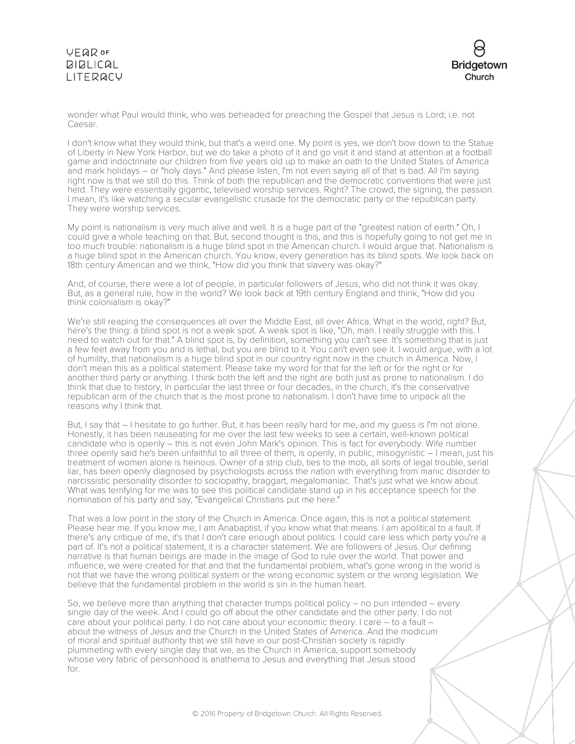wonder what Paul would think, who was beheaded for preaching the Gospel that Jesus is Lord; i.e. not Caesar.

I don't know what they would think, but that's a weird one. My point is yes, we don't bow down to the Statue of Liberty in New York Harbor, but we do take a photo of it and go visit it and stand at attention at a football game and indoctrinate our children from five years old up to make an oath to the United States of America and mark holidays – or "holy days." And please listen, I'm not even saying all of that is bad. All I'm saying right now is that we still do this. Think of both the republican and the democratic conventions that were just held. They were essentially gigantic, televised worship services. Right? The crowd, the signing, the passion. I mean, it's like watching a secular evangelistic crusade for the democratic party or the republican party. They were worship services.

My point is nationalism is very much alive and well. It is a huge part of the "greatest nation of earth." Oh, I could give a whole teaching on that. But, second thought is this, and this is hopefully going to not get me in too much trouble: nationalism is a huge blind spot in the American church. I would argue that. Nationalism is a huge blind spot in the American church. You know, every generation has its blind spots. We look back on 18th century American and we think, "How did you think that slavery was okay?"

And, of course, there were a lot of people, in particular followers of Jesus, who did not think it was okay. But, as a general rule, how in the world? We look back at 19th century England and think, "How did you think colonialism is okay?"

We're still reaping the consequences all over the Middle East, all over Africa. What in the world, right? But, here's the thing: a blind spot is not a weak spot. A weak spot is like, "Oh, man. I really struggle with this. I need to watch out for that." A blind spot is, by definition, something you can't see. It's something that is just a few feet away from you and is lethal, but you are blind to it. You can't even see it. I would argue, with a lot of humility, that nationalism is a huge blind spot in our country right now in the church in America. Now, I don't mean this as a political statement. Please take my word for that for the left or for the right or for another third party or anything. I think both the left and the right are both just as prone to nationalism. I do think that due to history, in particular the last three or four decades, in the church, it's the conservative republican arm of the church that is the most prone to nationalism. I don't have time to unpack all the reasons why I think that.

But, I say that – I hesitate to go further. But, it has been really hard for me, and my guess is I'm not alone. Honestly, it has been nauseating for me over the last few weeks to see a certain, well-known political candidate who is openly – this is not even John Mark's opinion. This is fact for everybody. Wife number three openly said he's been unfaithful to all three of them, is openly, in public, misogynistic – I mean, just his treatment of women alone is heinous. Owner of a strip club, ties to the mob, all sorts of legal trouble, serial liar, has been openly diagnosed by psychologists across the nation with everything from manic disorder to narcissistic personality disorder to sociopathy, braggart, megalomaniac. That's just what we know about. What was terrifying for me was to see this political candidate stand up in his acceptance speech for the nomination of his party and say, "Evangelical Christians put me here."

That was a low point in the story of the Church in America. Once again, this is not a political statement. Please hear me. If you know me, I am Anabaptist, if you know what that means. I am apolitical to a fault. If there's any critique of me, it's that I don't care enough about politics. I could care less which party you're a part of. It's not a political statement, it is a character statement. We are followers of Jesus. Our defining narrative is that human beings are made in the image of God to rule over the world. That power and influence, we were created for that and that the fundamental problem, what's gone wrong in the world is not that we have the wrong political system or the wrong economic system or the wrong legislation. We believe that the fundamental problem in the world is sin in the human heart.

So, we believe more than anything that character trumps political policy – no pun intended – every single day of the week. And I could go off about the other candidate and the other party. I do not care about your political party. I do not care about your economic theory. I care – to a fault – about the witness of Jesus and the Church in the United States of America. And the modicum of moral and spiritual authority that we still have in our post-Christian society is rapidly plummeting with every single day that we, as the Church in America, support somebody whose very fabric of personhood is anathema to Jesus and everything that Jesus stood for.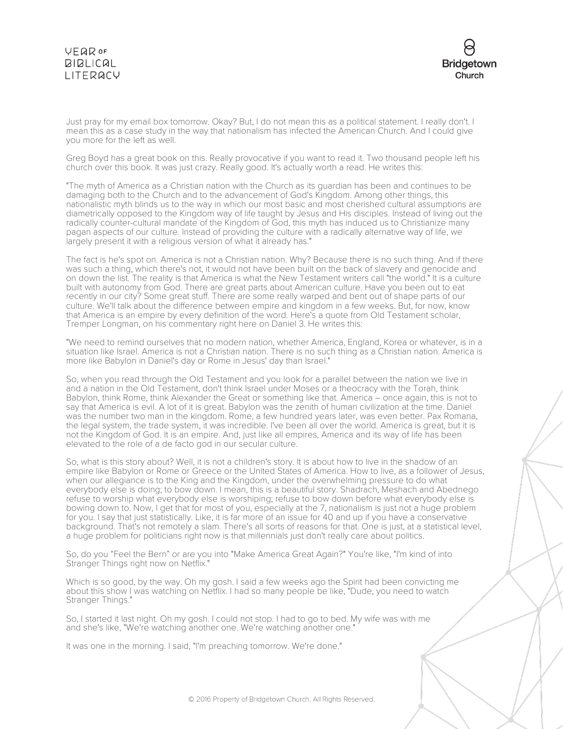Just pray for my email box tomorrow. Okay? But, I do not mean this as a political statement. I really don't. I mean this as a case study in the way that nationalism has infected the American Church. And I could give you more for the left as well.

Greg Boyd has a great book on this. Really provocative if you want to read it. Two thousand people left his church over this book. It was just crazy. Really good. It's actually worth a read. He writes this:

"The myth of America as a Christian nation with the Church as its guardian has been and continues to be damaging both to the Church and to the advancement of God's Kingdom. Among other things, this nationalistic myth blinds us to the way in which our most basic and most cherished cultural assumptions are diametrically opposed to the Kingdom way of life taught by Jesus and His disciples. Instead of living out the radically counter-cultural mandate of the Kingdom of God, this myth has induced us to Christianize many pagan aspects of our culture. Instead of providing the culture with a radically alternative way of life, we largely present it with a religious version of what it already has."

The fact is he's spot on. America is not a Christian nation. Why? Because there is no such thing. And if there was such a thing, which there's not, it would not have been built on the back of slavery and genocide and on down the list. The reality is that America is what the New Testament writers call "the world." It is a culture built with autonomy from God. There are great parts about American culture. Have you been out to eat recently in our city? Some great stuff. There are some really warped and bent out of shape parts of our culture. We'll talk about the difference between empire and kingdom in a few weeks. But, for now, know that America is an empire by every definition of the word. Here's a quote from Old Testament scholar, Tremper Longman, on his commentary right here on Daniel 3. He writes this:

"We need to remind ourselves that no modern nation, whether America, England, Korea or whatever, is in a situation like Israel. America is not a Christian nation. There is no such thing as a Christian nation. America is more like Babylon in Daniel's day or Rome in Jesus' day than Israel."

So, when you read through the Old Testament and you look for a parallel between the nation we live in and a nation in the Old Testament, don't think Israel under Moses or a theocracy with the Torah, think Babylon, think Rome, think Alexander the Great or something like that. America – once again, this is not to say that America is evil. A lot of it is great. Babylon was the zenith of human civilization at the time. Daniel was the number two man in the kingdom. Rome, a few hundred years later, was even better. Pax Romana, the legal system, the trade system, it was incredible. I've been all over the world. America is great, but it is not the Kingdom of God. It is an empire. And, just like all empires, America and its way of life has been elevated to the role of a de facto god in our secular culture.

So, what is this story about? Well, it is not a children's story. It is about how to live in the shadow of an empire like Babylon or Rome or Greece or the United States of America. How to live, as a follower of Jesus, when our allegiance is to the King and the Kingdom, under the overwhelming pressure to do what everybody else is doing; to bow down. I mean, this is a beautiful story. Shadrach, Meshach and Abednego refuse to worship what everybody else is worshiping; refuse to bow down before what everybody else is bowing down to. Now, I get that for most of you, especially at the 7, nationalism is just not a huge problem for you. I say that just statistically. Like, it is far more of an issue for 40 and up if you have a conservative background. That's not remotely a slam. There's all sorts of reasons for that. One is just, at a statistical level, a huge problem for politicians right now is that millennials just don't really care about politics.

So, do you "Feel the Bern" or are you into "Make America Great Again?" You're like, "I'm kind of into Stranger Things right now on Netflix."

Which is so good, by the way. Oh my gosh. I said a few weeks ago the Spirit had been convicting me about this show I was watching on Netflix. I had so many people be like, "Dude, you need to watch Stranger Things."

So, I started it last night. Oh my gosh. I could not stop. I had to go to bed. My wife was with me and she's like, "We're watching another one. We're watching another one."

It was one in the morning. I said, "I'm preaching tomorrow. We're done."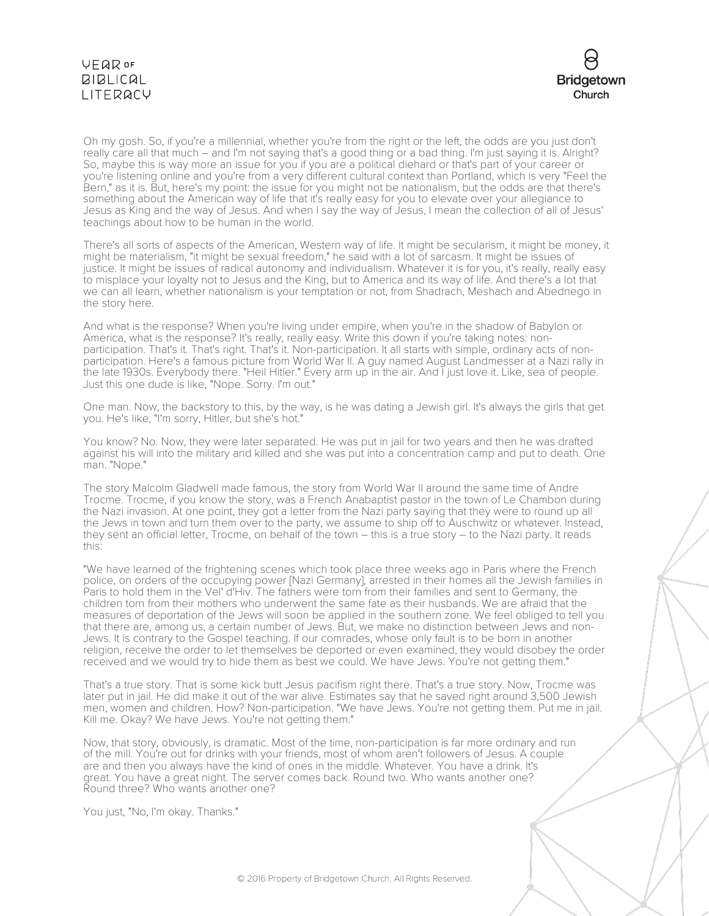Oh my gosh. So, if you're a millennial, whether you're from the right or the left, the odds are you just don't really care all that much – and I'm not saying that's a good thing or a bad thing. I'm just saying it is. Alright? So, maybe this is way more an issue for you if you are a political diehard or that's part of your career or you're listening online and you're from a very different cultural context than Portland, which is very "Feel the Bern," as it is. But, here's my point: the issue for you might not be nationalism, but the odds are that there's something about the American way of life that it's really easy for you to elevate over your allegiance to Jesus as King and the way of Jesus. And when I say the way of Jesus, I mean the collection of all of Jesus' teachings about how to be human in the world.

There's all sorts of aspects of the American, Western way of life. It might be secularism, it might be money, it might be materialism, "it might be sexual freedom," he said with a lot of sarcasm. It might be issues of justice. It might be issues of radical autonomy and individualism. Whatever it is for you, it's really, really easy to misplace your loyalty not to Jesus and the King, but to America and its way of life. And there's a lot that we can all learn, whether nationalism is your temptation or not, from Shadrach, Meshach and Abednego in the story here.

And what is the response? When you're living under empire, when you're in the shadow of Babylon or America, what is the response? It's really, really easy. Write this down if you're taking notes: non-participation. That's it. That's right. That's it. Non-participation. It all starts with simple, ordinary acts of non-participation. Here's a famous picture from World War II. A guy named August Landmesser at a Nazi rally in the late 1930s. Everybody there. "Heil Hitler." Every arm up in the air. And I just love it. Like, sea of people. Just this one dude is like, "Nope. Sorry. I'm out."

One man. Now, the backstory to this, by the way, is he was dating a Jewish girl. It's always the girls that get you. He's like, "I'm sorry, Hitler, but she's hot."

You know? No. Now, they were later separated. He was put in jail for two years and then he was drafted against his will into the military and killed and she was put into a concentration camp and put to death. One man. "Nope."

The story Malcolm Gladwell made famous, the story from World War II around the same time of Andre Trocme. Trocme, if you know the story, was a French Anabaptist pastor in the town of Le Chambon during the Nazi invasion. At one point, they got a letter from the Nazi party saying that they were to round up all the Jews in town and turn them over to the party, we assume to ship off to Auschwitz or whatever. Instead, they sent an official letter, Trocme, on behalf of the town – this is a true story – to the Nazi party. It reads this:

"We have learned of the frightening scenes which took place three weeks ago in Paris where the French police, on orders of the occupying power [Nazi Germany], arrested in their homes all the Jewish families in Paris to hold them in the Vel' d'Hiv. The fathers were torn from their families and sent to Germany, the children torn from their mothers who underwent the same fate as their husbands. We are afraid that the measures of deportation of the Jews will soon be applied in the southern zone. We feel obliged to tell you that there are, among us, a certain number of Jews. But, we make no distinction between Jews and non-Jews. It is contrary to the Gospel teaching. If our comrades, whose only fault is to be born in another religion, receive the order to let themselves be deported or even examined, they would disobey the order received and we would try to hide them as best we could. We have Jews. You're not getting them."

That's a true story. That is some kick butt Jesus pacifism right there. That's a true story. Now, Trocme was later put in jail. He did make it out of the war alive. Estimates say that he saved right around 3,500 Jewish men, women and children. How? Non-participation. "We have Jews. You're not getting them. Put me in jail. Kill me. Okay? We have Jews. You're not getting them."

Now, that story, obviously, is dramatic. Most of the time, non-participation is far more ordinary and run of the mill. You're out for drinks with your friends, most of whom aren't followers of Jesus. A couple are and then you always have the kind of ones in the middle. Whatever. You have a drink. It's great. You have a great night. The server comes back. Round two. Who wants another one? Round three? Who wants another one?

You just, "No, I'm okay. Thanks."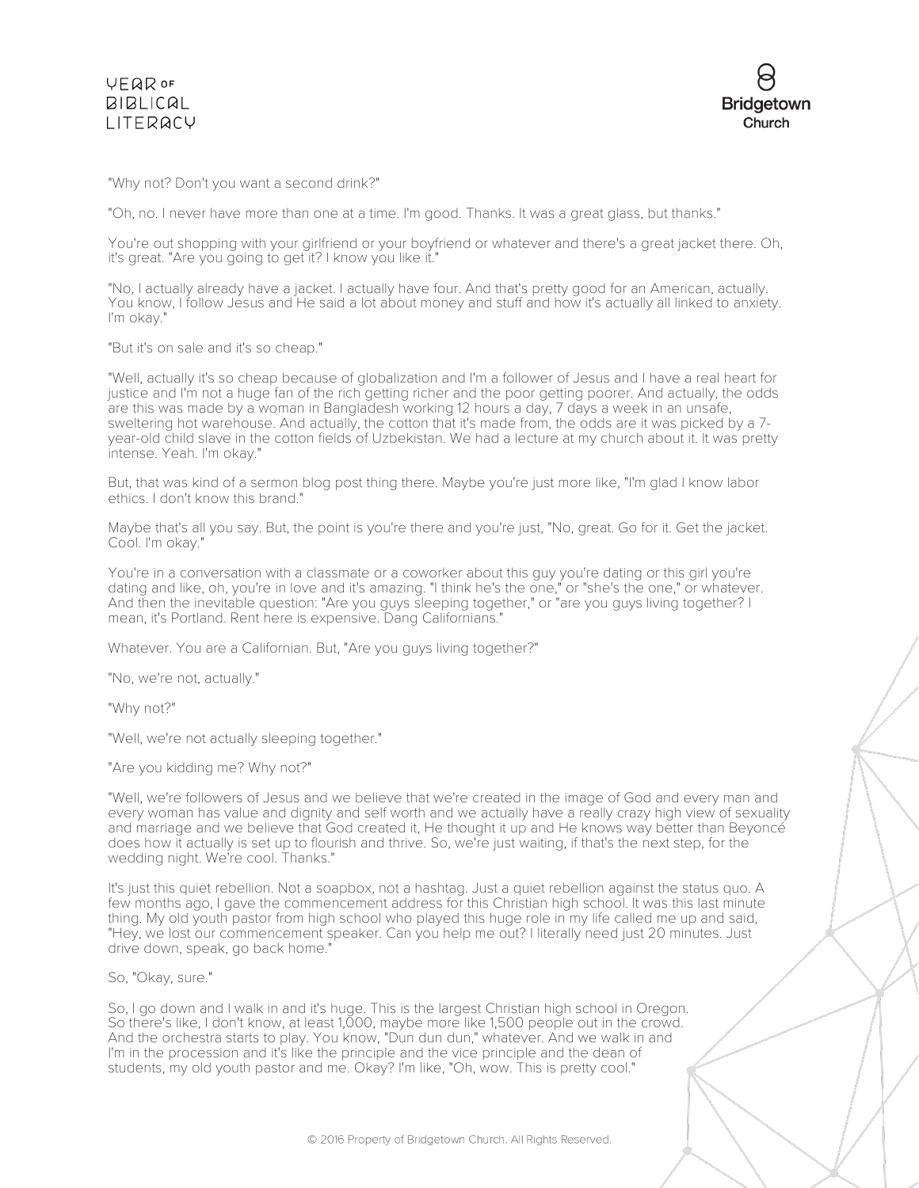"Why not? Don't you want a second drink?"

"Oh, no. I never have more than one at a time. I'm good. Thanks. It was a great glass, but thanks."

You're out shopping with your girlfriend or your boyfriend or whatever and there's a great jacket there. Oh, it's great. "Are you going to get it? I know you like it."

"No, I actually already have a jacket. I actually have four. And that's pretty good for an American, actually. You know, I follow Jesus and He said a lot about money and stuff and how it's actually all linked to anxiety. I'm okay."

"But it's on sale and it's so cheap."

"Well, actually it's so cheap because of globalization and I'm a follower of Jesus and I have a real heart for justice and I'm not a huge fan of the rich getting richer and the poor getting poorer. And actually, the odds are this was made by a woman in Bangladesh working 12 hours a day, 7 days a week in an unsafe, sweltering hot warehouse. And actually, the cotton that it's made from, the odds are it was picked by a 7-year-old child slave in the cotton fields of Uzbekistan. We had a lecture at my church about it. It was pretty intense. Yeah. I'm okay."

But, that was kind of a sermon blog post thing there. Maybe you're just more like, "I'm glad I know labor ethics. I don't know this brand."

Maybe that's all you say. But, the point is you're there and you're just, "No, great. Go for it. Get the jacket. Cool. I'm okay."

You're in a conversation with a classmate or a coworker about this guy you're dating or this girl you're dating and like, oh, you're in love and it's amazing. "I think he's the one," or "she's the one," or whatever. And then the inevitable question: "Are you guys sleeping together," or "are you guys living together? I mean, it's Portland. Rent here is expensive. Dang Californians."

Whatever. You are a Californian. But, "Are you guys living together?"

"No, we're not, actually."

"Why not?"

"Well, we're not actually sleeping together."

"Are you kidding me? Why not?"

"Well, we're followers of Jesus and we believe that we're created in the image of God and every man and every woman has value and dignity and self worth and we actually have a really crazy high view of sexuality and marriage and we believe that God created it, He thought it up and He knows way better than Beyoncé does how it actually is set up to flourish and thrive. So, we're just waiting, if that's the next step, for the wedding night. We're cool. Thanks."

It's just this quiet rebellion. Not a soapbox, not a hashtag. Just a quiet rebellion against the status quo. A few months ago, I gave the commencement address for this Christian high school. It was this last minute thing. My old youth pastor from high school who played this huge role in my life called me up and said, "Hey, we lost our commencement speaker. Can you help me out? I literally need just 20 minutes. Just drive down, speak, go back home."

So, "Okay, sure."

So, I go down and I walk in and it's huge. This is the largest Christian high school in Oregon. So there's like, I don't know, at least 1,000, maybe more like 1,500 people out in the crowd. And the orchestra starts to play. You know, "Dun dun dun," whatever. And we walk in and I'm in the procession and it's like the principle and the vice principle and the dean of students, my old youth pastor and me. Okay? I'm like, "Oh, wow. This is pretty cool."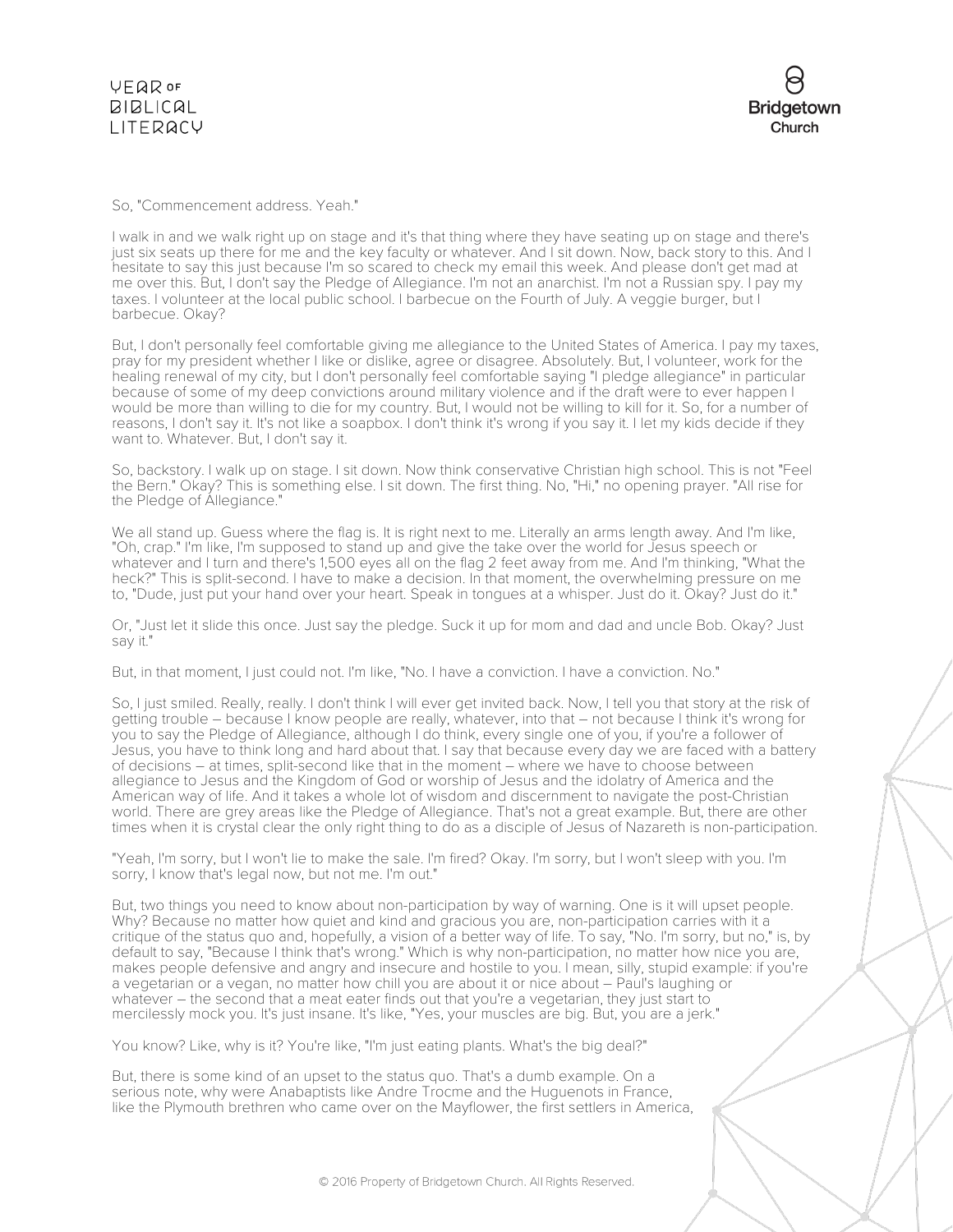So, "Commencement address. Yeah."

I walk in and we walk right up on stage and it's that thing where they have seating up on stage and there's just six seats up there for me and the key faculty or whatever. And I sit down. Now, back story to this. And I hesitate to say this just because I'm so scared to check my email this week. And please don't get mad at me over this. But, I don't say the Pledge of Allegiance. I'm not an anarchist. I'm not a Russian spy. I pay my taxes. I volunteer at the local public school. I barbecue on the Fourth of July. A veggie burger, but I barbecue. Okay?

But, I don't personally feel comfortable giving me allegiance to the United States of America. I pay my taxes, pray for my president whether I like or dislike, agree or disagree. Absolutely. But, I volunteer, work for the healing renewal of my city, but I don't personally feel comfortable saying "I pledge allegiance" in particular because of some of my deep convictions around military violence and if the draft were to ever happen I would be more than willing to die for my country. But, I would not be willing to kill for it. So, for a number of reasons, I don't say it. It's not like a soapbox. I don't think it's wrong if you say it. I let my kids decide if they want to. Whatever. But, I don't say it.

So, backstory. I walk up on stage. I sit down. Now think conservative Christian high school. This is not "Feel the Bern." Okay? This is something else. I sit down. The first thing. No, "Hi," no opening prayer. "All rise for the Pledge of Allegiance."

We all stand up. Guess where the flag is. It is right next to me. Literally an arms length away. And I'm like, "Oh, crap." I'm like, I'm supposed to stand up and give the take over the world for Jesus speech or whatever and I turn and there's 1,500 eyes all on the flag 2 feet away from me. And I'm thinking, "What the heck?" This is split-second. I have to make a decision. In that moment, the overwhelming pressure on me to, "Dude, just put your hand over your heart. Speak in tongues at a whisper. Just do it. Okay? Just do it."

Or, "Just let it slide this once. Just say the pledge. Suck it up for mom and dad and uncle Bob. Okay? Just say it."

But, in that moment, I just could not. I'm like, "No. I have a conviction. I have a conviction. No."

So, I just smiled. Really, really. I don't think I will ever get invited back. Now, I tell you that story at the risk of getting trouble – because I know people are really, whatever, into that – not because I think it's wrong for you to say the Pledge of Allegiance, although I do think, every single one of you, if you're a follower of Jesus, you have to think long and hard about that. I say that because every day we are faced with a battery of decisions – at times, split-second like that in the moment – where we have to choose between allegiance to Jesus and the Kingdom of God or worship of Jesus and the idolatry of America and the American way of life. And it takes a whole lot of wisdom and discernment to navigate the post-Christian world. There are grey areas like the Pledge of Allegiance. That's not a great example. But, there are other times when it is crystal clear the only right thing to do as a disciple of Jesus of Nazareth is non-participation.

"Yeah, I'm sorry, but I won't lie to make the sale. I'm fired? Okay. I'm sorry, but I won't sleep with you. I'm sorry, I know that's legal now, but not me. I'm out."

But, two things you need to know about non-participation by way of warning. One is it will upset people. Why? Because no matter how quiet and kind and gracious you are, non-participation carries with it a critique of the status quo and, hopefully, a vision of a better way of life. To say, "No. I'm sorry, but no," is, by default to say, "Because I think that's wrong." Which is why non-participation, no matter how nice you are, makes people defensive and angry and insecure and hostile to you. I mean, silly, stupid example: if you're a vegetarian or a vegan, no matter how chill you are about it or nice about – Paul's laughing or whatever – the second that a meat eater finds out that you're a vegetarian, they just start to mercilessly mock you. It's just insane. It's like, "Yes, your muscles are big. But, you are a jerk."

You know? Like, why is it? You're like, "I'm just eating plants. What's the big deal?"

But, there is some kind of an upset to the status quo. That's a dumb example. On a serious note, why were Anabaptists like Andre Trocme and the Huguenots in France, like the Plymouth brethren who came over on the Mayflower, the first settlers in America,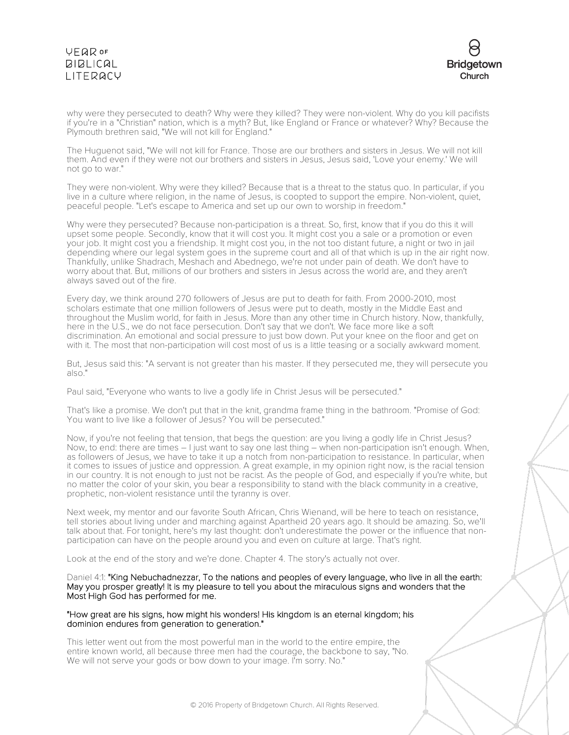why were they persecuted to death? Why were they killed? They were non-violent. Why do you kill pacifists if you're in a "Christian" nation, which is a myth? But, like England or France or whatever? Why? Because the Plymouth brethren said, "We will not kill for England."

The Huguenot said, "We will not kill for France. Those are our brothers and sisters in Jesus. We will not kill them. And even if they were not our brothers and sisters in Jesus, Jesus said, 'Love your enemy.' We will not go to war."

They were non-violent. Why were they killed? Because that is a threat to the status quo. In particular, if you live in a culture where religion, in the name of Jesus, is coopted to support the empire. Non-violent, quiet, peaceful people. "Let's escape to America and set up our own to worship in freedom."

Why were they persecuted? Because non-participation is a threat. So, first, know that if you do this it will upset some people. Secondly, know that it will cost you. It might cost you a sale or a promotion or even your job. It might cost you a friendship. It might cost you, in the not too distant future, a night or two in jail depending where our legal system goes in the supreme court and all of that which is up in the air right now. Thankfully, unlike Shadrach, Meshach and Abednego, we're not under pain of death. We don't have to worry about that. But, millions of our brothers and sisters in Jesus across the world are, and they aren't always saved out of the fire.

Every day, we think around 270 followers of Jesus are put to death for faith. From 2000-2010, most scholars estimate that one million followers of Jesus were put to death, mostly in the Middle East and throughout the Muslim world, for faith in Jesus. More than any other time in Church history. Now, thankfully, here in the U.S., we do not face persecution. Don't say that we don't. We face more like a soft discrimination. An emotional and social pressure to just bow down. Put your knee on the floor and get on with it. The most that non-participation will cost most of us is a little teasing or a socially awkward moment.

But, Jesus said this: "A servant is not greater than his master. If they persecuted me, they will persecute you also."

Paul said, "Everyone who wants to live a godly life in Christ Jesus will be persecuted."

That's like a promise. We don't put that in the knit, grandma frame thing in the bathroom. "Promise of God: You want to live like a follower of Jesus? You will be persecuted."

Now, if you're not feeling that tension, that begs the question: are you living a godly life in Christ Jesus? Now, to end: there are times – I just want to say one last thing – when non-participation isn't enough. When, as followers of Jesus, we have to take it up a notch from non-participation to resistance. In particular, when it comes to issues of justice and oppression. A great example, in my opinion right now, is the racial tension in our country. It is not enough to just not be racist. As the people of God, and especially if you're white, but no matter the color of your skin, you bear a responsibility to stand with the black community in a creative, prophetic, non-violent resistance until the tyranny is over.

Next week, my mentor and our favorite South African, Chris Wienand, will be here to teach on resistance, tell stories about living under and marching against Apartheid 20 years ago. It should be amazing. So, we'll talk about that. For tonight, here's my last thought: don't underestimate the power or the influence that non-participation can have on the people around you and even on culture at large. That's right.

Look at the end of the story and we're done. Chapter 4. The story's actually not over.

Daniel 4:1: "King Nebuchadnezzar, To the nations and peoples of every language, who live in all the earth: May you prosper greatly! It is my pleasure to tell you about the miraculous signs and wonders that the Most High God has performed for me.

"How great are his signs, how might his wonders! His kingdom is an eternal kingdom; his dominion endures from generation to generation."

This letter went out from the most powerful man in the world to the entire empire, the entire known world, all because three men had the courage, the backbone to say, "No. We will not serve your gods or bow down to your image. I'm sorry. No."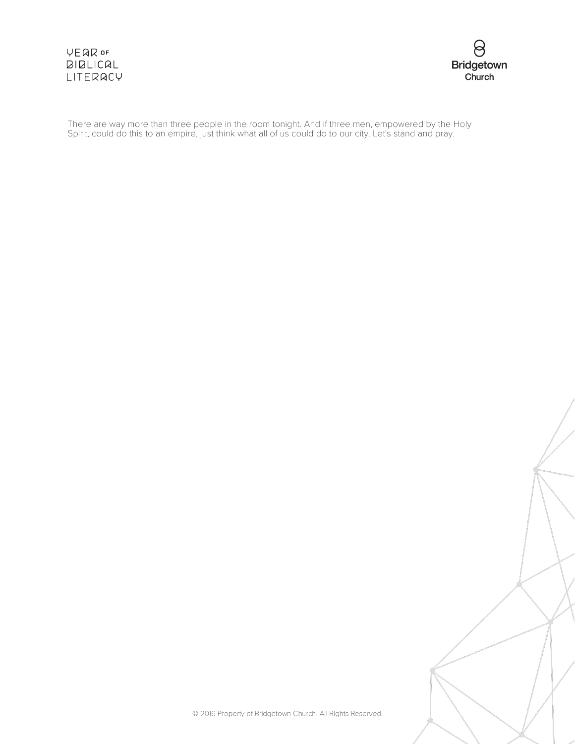There are way more than three people in the room tonight. And if three men, empowered by the Holy Spirit, could do this to an empire, just think what all of us could do to our city. Let's stand and pray.